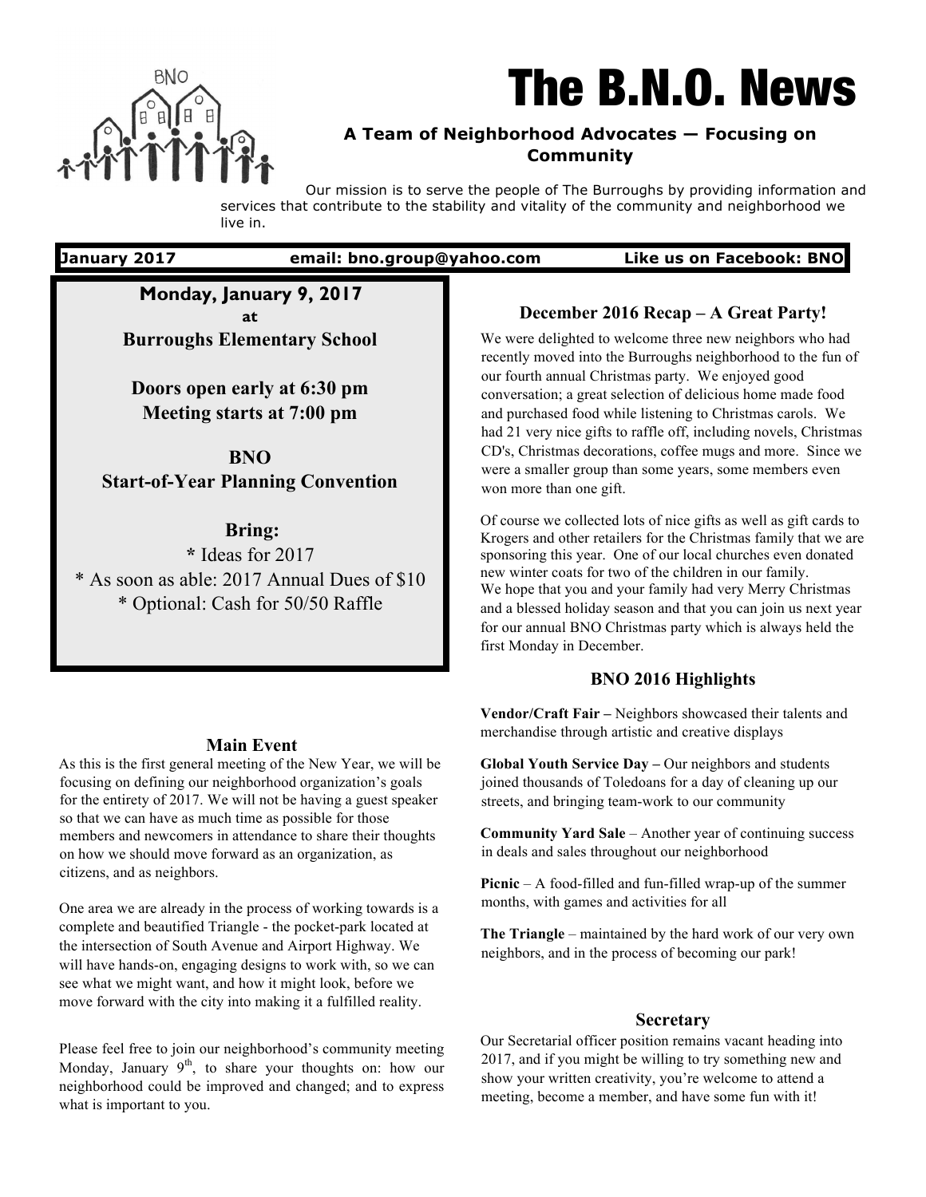# The B.N.O. News

**A Team of Neighborhood Advocates — Focusing on Community**

Our mission is to serve the people of The Burroughs by providing information and services that contribute to the stability and vitality of the community and neighborhood we live in.

**January 2017 | email: bno.group@yahoo.com | Like us on Facebook: BNO**

**Monday, January 9, 2017**
**at**
**Burroughs Elementary School**

**Doors open early at 6:30 pm**
**Meeting starts at 7:00 pm**

**BNO**
**Start-of-Year Planning Convention**

**Bring:**
* Ideas for 2017
* As soon as able: 2017 Annual Dues of $10
* Optional: Cash for 50/50 Raffle

### Main Event

As this is the first general meeting of the New Year, we will be focusing on defining our neighborhood organization's goals for the entirety of 2017. We will not be having a guest speaker so that we can have as much time as possible for those members and newcomers in attendance to share their thoughts on how we should move forward as an organization, as citizens, and as neighbors.

One area we are already in the process of working towards is a complete and beautified Triangle - the pocket-park located at the intersection of South Avenue and Airport Highway. We will have hands-on, engaging designs to work with, so we can see what we might want, and how it might look, before we move forward with the city into making it a fulfilled reality.

Please feel free to join our neighborhood's community meeting Monday, January 9th, to share your thoughts on: how our neighborhood could be improved and changed; and to express what is important to you.

### December 2016 Recap – A Great Party!

We were delighted to welcome three new neighbors who had recently moved into the Burroughs neighborhood to the fun of our fourth annual Christmas party. We enjoyed good conversation; a great selection of delicious home made food and purchased food while listening to Christmas carols. We had 21 very nice gifts to raffle off, including novels, Christmas CD's, Christmas decorations, coffee mugs and more. Since we were a smaller group than some years, some members even won more than one gift.

Of course we collected lots of nice gifts as well as gift cards to Krogers and other retailers for the Christmas family that we are sponsoring this year. One of our local churches even donated new winter coats for two of the children in our family. We hope that you and your family had very Merry Christmas and a blessed holiday season and that you can join us next year for our annual BNO Christmas party which is always held the first Monday in December.

### BNO 2016 Highlights

**Vendor/Craft Fair –** Neighbors showcased their talents and merchandise through artistic and creative displays

**Global Youth Service Day –** Our neighbors and students joined thousands of Toledoans for a day of cleaning up our streets, and bringing team-work to our community

**Community Yard Sale** – Another year of continuing success in deals and sales throughout our neighborhood

**Picnic** – A food-filled and fun-filled wrap-up of the summer months, with games and activities for all

**The Triangle** – maintained by the hard work of our very own neighbors, and in the process of becoming our park!

### Secretary

Our Secretarial officer position remains vacant heading into 2017, and if you might be willing to try something new and show your written creativity, you're welcome to attend a meeting, become a member, and have some fun with it!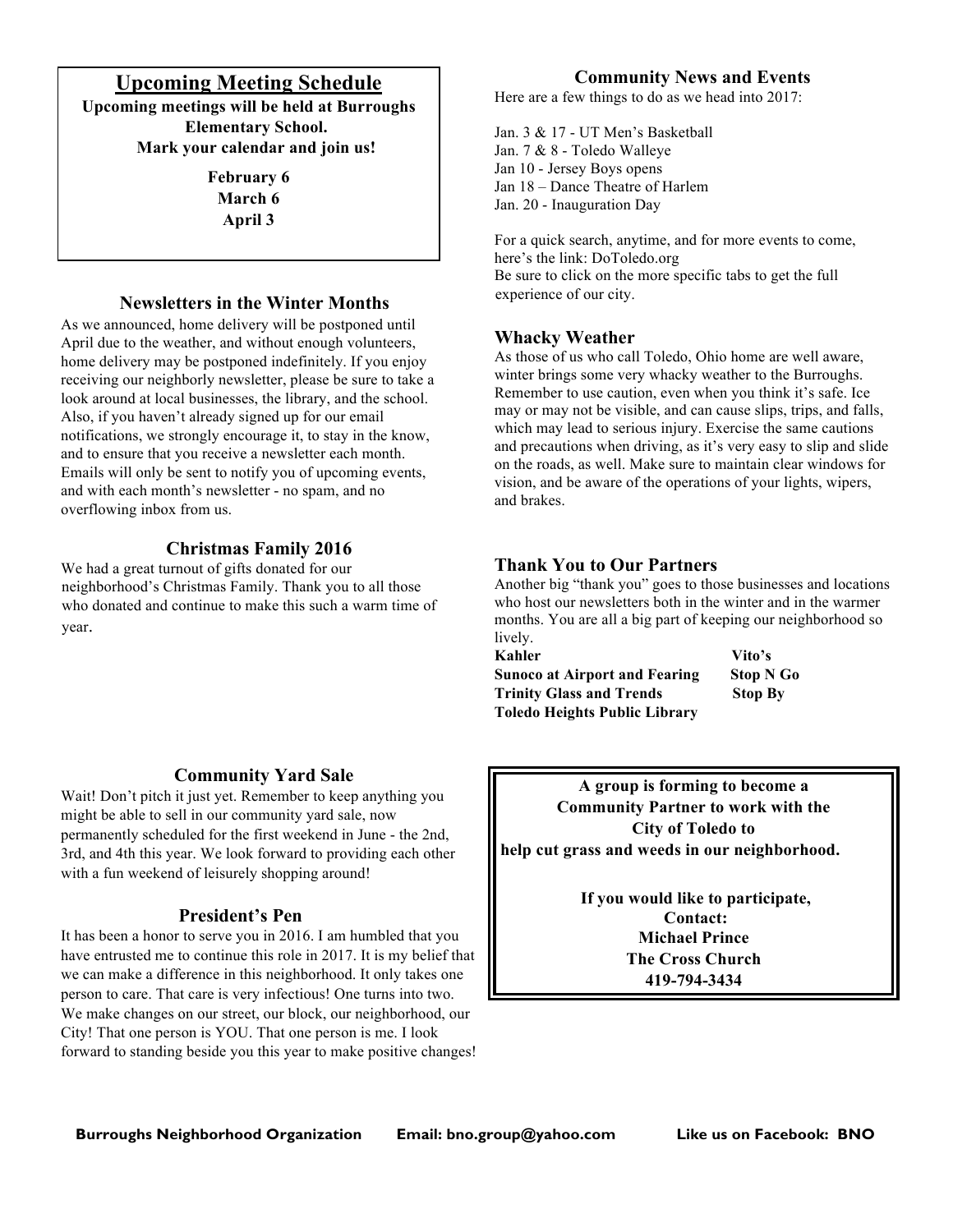## Upcoming Meeting Schedule

**Upcoming meetings will be held at Burroughs Elementary School.**
**Mark your calendar and join us!**

**February 6**
**March 6**
**April 3**

## Newsletters in the Winter Months

As we announced, home delivery will be postponed until April due to the weather, and without enough volunteers, home delivery may be postponed indefinitely. If you enjoy receiving our neighborly newsletter, please be sure to take a look around at local businesses, the library, and the school. Also, if you haven't already signed up for our email notifications, we strongly encourage it, to stay in the know, and to ensure that you receive a newsletter each month. Emails will only be sent to notify you of upcoming events, and with each month's newsletter - no spam, and no overflowing inbox from us.

## Christmas Family 2016

We had a great turnout of gifts donated for our neighborhood's Christmas Family. Thank you to all those who donated and continue to make this such a warm time of year.

## Community News and Events

Here are a few things to do as we head into 2017:

Jan. 3 & 17 - UT Men's Basketball
Jan. 7 & 8 - Toledo Walleye
Jan 10 - Jersey Boys opens
Jan 18 – Dance Theatre of Harlem
Jan. 20 - Inauguration Day

For a quick search, anytime, and for more events to come, here's the link: DoToledo.org
Be sure to click on the more specific tabs to get the full experience of our city.

## Whacky Weather

As those of us who call Toledo, Ohio home are well aware, winter brings some very whacky weather to the Burroughs. Remember to use caution, even when you think it's safe. Ice may or may not be visible, and can cause slips, trips, and falls, which may lead to serious injury. Exercise the same cautions and precautions when driving, as it's very easy to slip and slide on the roads, as well. Make sure to maintain clear windows for vision, and be aware of the operations of your lights, wipers, and brakes.

## Thank You to Our Partners

Another big "thank you" goes to those businesses and locations who host our newsletters both in the winter and in the warmer months. You are all a big part of keeping our neighborhood so lively.

| | |
|---|---|
| **Kahler** | **Vito's** |
| **Sunoco at Airport and Fearing** | **Stop N Go** |
| **Trinity Glass and Trends** | **Stop By** |
| **Toledo Heights Public Library** | |

## Community Yard Sale

Wait! Don't pitch it just yet. Remember to keep anything you might be able to sell in our community yard sale, now permanently scheduled for the first weekend in June - the 2nd, 3rd, and 4th this year. We look forward to providing each other with a fun weekend of leisurely shopping around!

## President's Pen

It has been a honor to serve you in 2016. I am humbled that you have entrusted me to continue this role in 2017. It is my belief that we can make a difference in this neighborhood. It only takes one person to care. That care is very infectious! One turns into two. We make changes on our street, our block, our neighborhood, our City! That one person is YOU. That one person is me. I look forward to standing beside you this year to make positive changes!

**A group is forming to become a Community Partner to work with the City of Toledo to help cut grass and weeds in our neighborhood.**

**If you would like to participate,**
**Contact:**
**Michael Prince**
**The Cross Church**
**419-794-3434**

**Burroughs Neighborhood Organization** **Email: bno.group@yahoo.com** **Like us on Facebook: BNO**